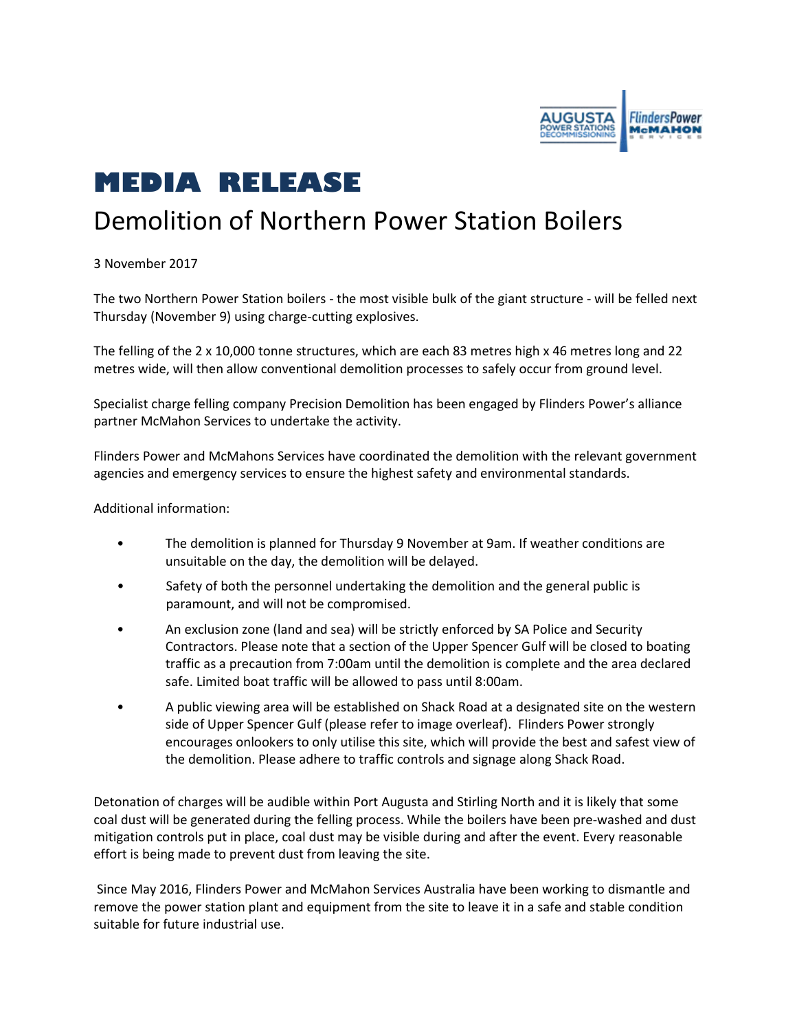# MEDIA RELEASE

## Demolition of Northern Power Station Boilers

3 November 2017

The two Northern Power Station boilers - the most visible bulk of the giant structure - will be felled next Thursday (November 9) using charge-cutting explosives.

The felling of the 2 x 10,000 tonne structures, which are each 83 metres high x 46 metres long and 22 metres wide, will then allow conventional demolition processes to safely occur from ground level.

Specialist charge felling company Precision Demolition has been engaged by Flinders Power's alliance partner McMahon Services to undertake the activity.

Flinders Power and McMahons Services have coordinated the demolition with the relevant government agencies and emergency services to ensure the highest safety and environmental standards.

Additional information:

- The demolition is planned for Thursday 9 November at 9am. If weather conditions are unsuitable on the day, the demolition will be delayed.
- Safety of both the personnel undertaking the demolition and the general public is paramount, and will not be compromised.
- An exclusion zone (land and sea) will be strictly enforced by SA Police and Security Contractors. Please note that a section of the Upper Spencer Gulf will be closed to boating traffic as a precaution from 7:00am until the demolition is complete and the area declared safe. Limited boat traffic will be allowed to pass until 8:00am.
- A public viewing area will be established on Shack Road at a designated site on the western side of Upper Spencer Gulf (please refer to image overleaf). Flinders Power strongly encourages onlookers to only utilise this site, which will provide the best and safest view of the demolition. Please adhere to traffic controls and signage along Shack Road.

Detonation of charges will be audible within Port Augusta and Stirling North and it is likely that some coal dust will be generated during the felling process. While the boilers have been pre-washed and dust mitigation controls put in place, coal dust may be visible during and after the event. Every reasonable effort is being made to prevent dust from leaving the site.

Since May 2016, Flinders Power and McMahon Services Australia have been working to dismantle and remove the power station plant and equipment from the site to leave it in a safe and stable condition suitable for future industrial use.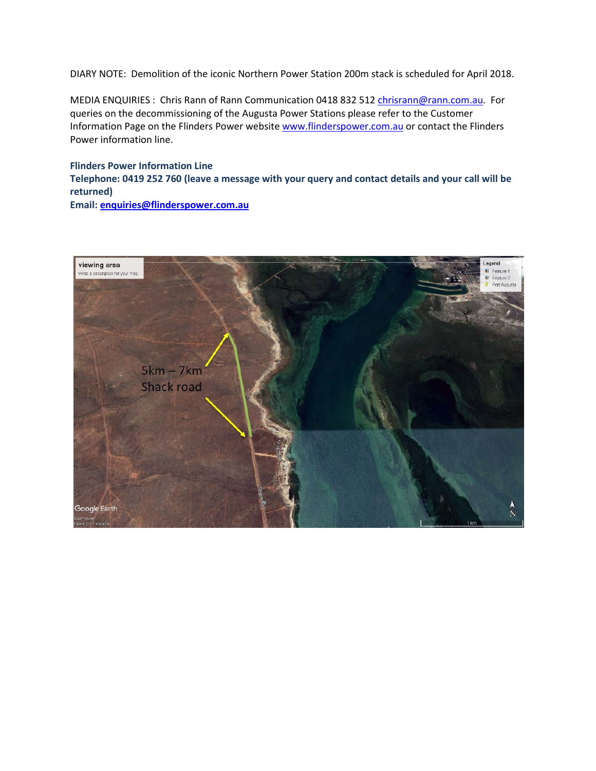DIARY NOTE: Demolition of the iconic Northern Power Station 200m stack is scheduled for April 2018.

MEDIA ENQUIRIES : Chris Rann of Rann Communication 0418 832 512 chrisrann@rann.com.au. For queries on the decommissioning of the Augusta Power Stations please refer to the Customer Information Page on the Flinders Power website www.flinderspower.com.au or contact the Flinders Power information line.

**Flinders Power Information Line**
**Telephone: 0419 252 760 (leave a message with your query and contact details and your call will be returned)**
**Email: enquiries@flinderspower.com.au**

viewing area

Write a description for your map.

Legend

Feature 1

Feature 2

Port Augusta

5km – 7km

Shack road

Google Earth

1 km